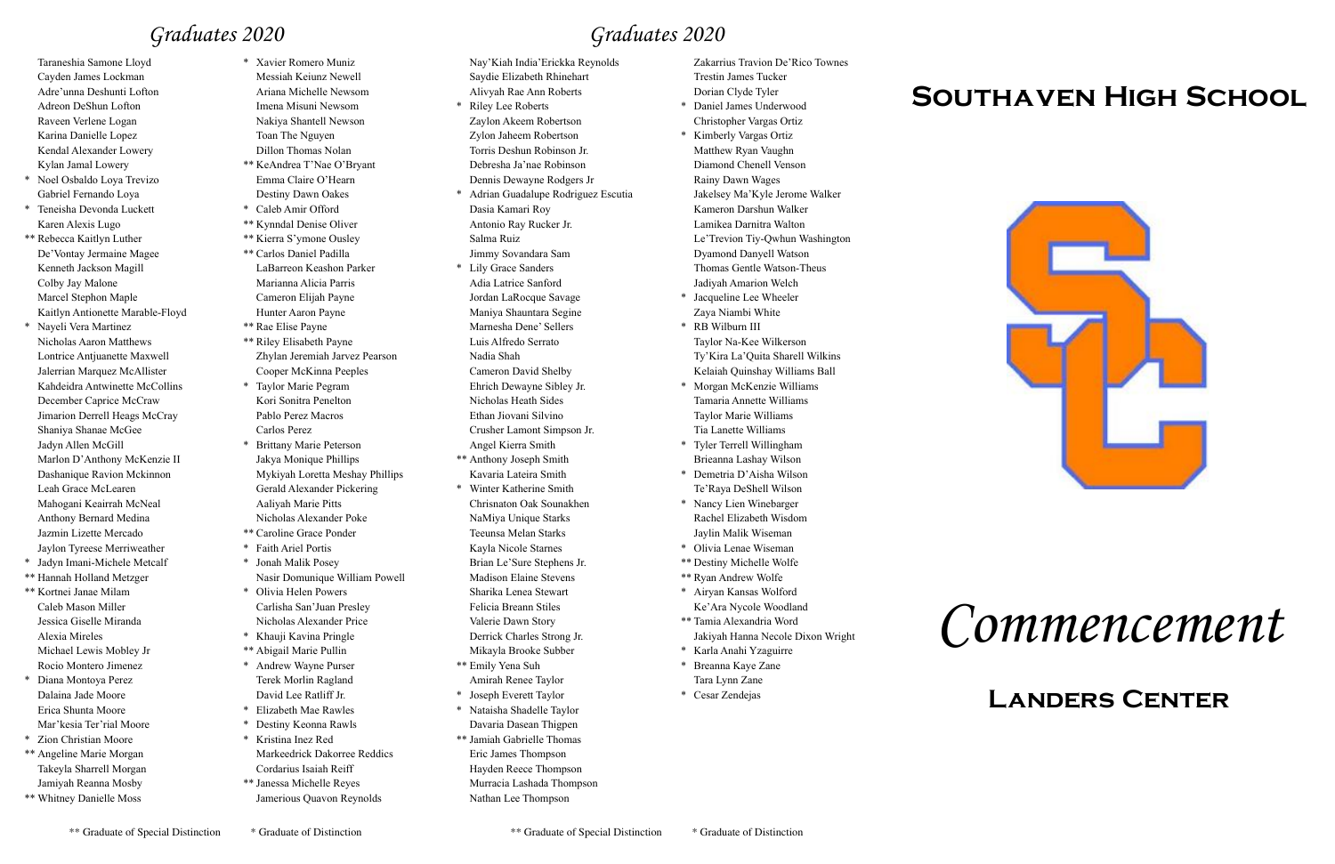## *Graduates 2020*

Taraneshia Samone Lloyd
Cayden James Lockman
Adre'unna Deshunti Lofton
Adreon DeShun Lofton
Raveen Verlene Logan
Karina Danielle Lopez
Kendal Alexander Lowery
Kylan Jamal Lowery
* Noel Osbaldo Loya Trevizo
Gabriel Fernando Loya
* Teneisha Devonda Luckett
Karen Alexis Lugo
** Rebecca Kaitlyn Luther
De'Vontay Jermaine Magee
Kenneth Jackson Magill
Colby Jay Malone
Marcel Stephon Maple
Kaitlyn Antionette Marable-Floyd
* Nayeli Vera Martinez
Nicholas Aaron Matthews
Lontrice Antjuanette Maxwell
Jalerrian Marquez McAllister
Kahdeidra Antwinette McCollins
December Caprice McCraw
Jimarion Derrell Heags McCray
Shaniya Shanae McGee
Jadyn Allen McGill
Marlon D'Anthony McKenzie II
Dashanique Ravion Mckinnon
Leah Grace McLearen
Mahogani Keairrah McNeal
Anthony Bernard Medina
Jazmin Lizette Mercado
Jaylon Tyreese Merriweather
* Jadyn Imani-Michele Metcalf
** Hannah Holland Metzger
** Kortnei Janae Milam
Caleb Mason Miller
Jessica Giselle Miranda
Alexia Mireles
Michael Lewis Mobley Jr
Rocio Montero Jimenez
* Diana Montoya Perez
Dalaina Jade Moore
Erica Shunta Moore
Mar'kesia Ter'rial Moore
* Zion Christian Moore
** Angeline Marie Morgan
Takeyla Sharrell Morgan
Jamiyah Reanna Mosby
** Whitney Danielle Moss

* Xavier Romero Muniz
Messiah Keiunz Newell
Ariana Michelle Newsom
Imena Misuni Newsom
Nakiya Shantell Newson
Toan The Nguyen
Dillon Thomas Nolan
** KeAndrea T'Nae O'Bryant
Emma Claire O'Hearn
Destiny Dawn Oakes
* Caleb Amir Offord
** Kynndal Denise Oliver
** Kierra S'ymone Ousley
** Carlos Daniel Padilla
LaBarreon Keashon Parker
Marianna Alicia Parris
Cameron Elijah Payne
Hunter Aaron Payne
** Rae Elise Payne
** Riley Elisabeth Payne
Zhylan Jeremiah Jarvez Pearson
Cooper McKinna Peeples
* Taylor Marie Pegram
Kori Sonitra Penelton
Pablo Perez Macros
Carlos Perez
* Brittany Marie Peterson
Jakya Monique Phillips
Mykiyah Loretta Meshay Phillips
Gerald Alexander Pickering
Aaliyah Marie Pitts
Nicholas Alexander Poke
** Caroline Grace Ponder
* Faith Ariel Portis
* Jonah Malik Posey
Nasir Domunique William Powell
* Olivia Helen Powers
Carlisha San'Juan Presley
Nicholas Alexander Price
* Khauji Kavina Pringle
** Abigail Marie Pullin
* Andrew Wayne Purser
Terek Morlin Ragland
David Lee Ratliff Jr.
* Elizabeth Mae Rawles
* Destiny Keonna Rawls
* Kristina Inez Red
Markeedrick Dakorree Reddics
Cordarius Isaiah Reiff
** Janessa Michelle Reyes
Jamerious Quavon Reynolds

** Graduate of Special Distinction * Graduate of Distinction

## *Graduates 2020*

Nay'Kiah India'Erickka Reynolds
Saydie Elizabeth Rhinehart
Alivyah Rae Ann Roberts
* Riley Lee Roberts
Zaylon Akeem Robertson
Zylon Jaheem Robertson
Torris Deshun Robinson Jr.
Debresha Ja'nae Robinson
Dennis Dewayne Rodgers Jr
* Adrian Guadalupe Rodriguez Escutia
Dasia Kamari Roy
Antonio Ray Rucker Jr.
Salma Ruiz
Jimmy Sovandara Sam
* Lily Grace Sanders
Adia Latrice Sanford
Jordan LaRocque Savage
Maniya Shauntara Segine
Marnesha Dene' Sellers
Luis Alfredo Serrato
Nadia Shah
Cameron David Shelby
Ehrich Dewayne Sibley Jr.
Nicholas Heath Sides
Ethan Jiovani Silvino
Crusher Lamont Simpson Jr.
Angel Kierra Smith
** Anthony Joseph Smith
Kavaria Lateira Smith
* Winter Katherine Smith
Chrisnaton Oak Sounakhen
NaMiya Unique Starks
Teeunsa Melan Starks
Kayla Nicole Starnes
Brian Le'Sure Stephens Jr.
Madison Elaine Stevens
Sharika Lenea Stewart
Felicia Breann Stiles
Valerie Dawn Story
Derrick Charles Strong Jr.
Mikayla Brooke Subber
** Emily Yena Suh
Amirah Renee Taylor
* Joseph Everett Taylor
* Nataisha Shadelle Taylor
Davaria Dasean Thigpen
** Jamiah Gabrielle Thomas
Eric James Thompson
Hayden Reece Thompson
Murracia Lashada Thompson
Nathan Lee Thompson

Zakarrius Travion De'Rico Townes
Trestin James Tucker
Dorian Clyde Tyler
* Daniel James Underwood
Christopher Vargas Ortiz
* Kimberly Vargas Ortiz
Matthew Ryan Vaughn
Diamond Chenell Venson
Rainy Dawn Wages
Jakelsey Ma'Kyle Jerome Walker
Kameron Darshun Walker
Lamikea Darnitra Walton
Le'Trevion Tiy-Qwhun Washington
Dyamond Danyell Watson
Thomas Gentle Watson-Theus
Jadiyah Amarion Welch
* Jacqueline Lee Wheeler
Zaya Niambi White
* RB Wilburn III
Taylor Na-Kee Wilkerson
Ty'Kira La'Quita Sharell Wilkins
Kelaiah Quinshay Williams Ball
* Morgan McKenzie Williams
Tamaria Annette Williams
Taylor Marie Williams
Tia Lanette Williams
* Tyler Terrell Willingham
Brieanna Lashay Wilson
* Demetria D'Aisha Wilson
Te'Raya DeShell Wilson
* Nancy Lien Winebarger
Rachel Elizabeth Wisdom
Jaylin Malik Wiseman
* Olivia Lenae Wiseman
** Destiny Michelle Wolfe
** Ryan Andrew Wolfe
* Airyan Kansas Wolford
Ke'Ara Nycole Woodland
** Tamia Alexandria Word
Jakiyah Hanna Necole Dixon Wright
* Karla Anahi Yzaguirre
* Breanna Kaye Zane
Tara Lynn Zane
* Cesar Zendejas

** Graduate of Special Distinction * Graduate of Distinction

# Southaven High School

# *Commencement*

## Landers Center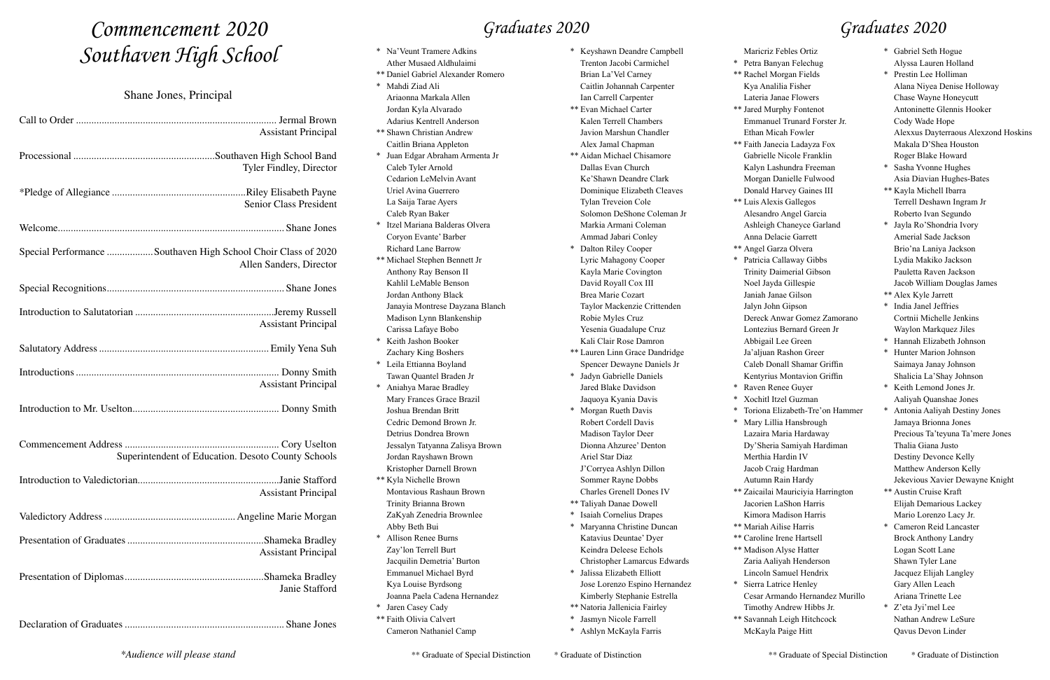# Commencement 2020
# Southaven High School

Shane Jones, Principal

Call to Order ........................................................................ Jermal Brown
Assistant Principal

Processional ........................................................Southaven High School Band
Tyler Findley, Director

*Pledge of Allegiance .............................................Riley Elisabeth Payne
Senior Class President

Welcome........................................................................................ Shane Jones

Special Performance ..................Southaven High School Choir Class of 2020
Allen Sanders, Director

Special Recognitions...................................................................... Shane Jones

Introduction to Salutatorian ...........................................................Jeremy Russell
Assistant Principal

Salutatory Address ...................................................................Emily Yena Suh

Introductions ................................................................................ Donny Smith
Assistant Principal

Introduction to Mr. Uselton......................................................... Donny Smith

Commencement Address ............................................................ Cory Uselton
Superintendent of Education. Desoto County Schools

Introduction to Valedictorian.......................................................Janie Stafford
Assistant Principal

Valedictory Address ...................................................Angeline Marie Morgan

Presentation of Graduates .....................................................Shameka Bradley
Assistant Principal

Presentation of Diplomas.......................................................Shameka Bradley
Janie Stafford

Declaration of Graduates ................................................................ Shane Jones

*Audience will please stand*

# Graduates 2020

\* Na'Veunt Tramere Adkins
Ather Musaed Aldhulaimi
** Daniel Gabriel Alexander Romero
\* Mahdi Ziad Ali
Ariaonna Markala Allen
Jordan Kyla Alvarado
Adarius Kentrell Anderson
** Shawn Christian Andrew
Caitlin Briana Appleton
\* Juan Edgar Abraham Armenta Jr
Caleb Tyler Arnold
Cedarion LeMelvin Avant
Uriel Avina Guerrero
La Saija Tarae Ayers
Caleb Ryan Baker
\* Itzel Mariana Balderas Olvera
Coryon Evante' Barber
Richard Lane Barrow
** Michael Stephen Bennett Jr
Anthony Ray Benson II
Kahlil LeMable Benson
Jordan Anthony Black
Janayia Montrese Dayzana Blanch
Madison Lynn Blankenship
Carissa Lafaye Bobo
\* Keith Jashon Booker
Zachary King Boshers
\* Leila Ettianna Boyland
Tawan Quantel Braden Jr
\* Aniahya Marae Bradley
Mary Frances Grace Brazil
Joshua Brendan Britt
Cedric Demond Brown Jr.
Detrius Dondrea Brown
Jessalyn Tatyanna Zalisya Brown
Jordan Rayshawn Brown
Kristopher Darnell Brown
** Kyla Nichelle Brown
Montavious Rashaun Brown
Trinity Brianna Brown
ZaKyah Zenedria Brownlee
Abby Beth Bui
\* Allison Renee Burns
Zay'lon Terrell Burt
Jacquilin Demetria' Burton
Emmanuel Michael Byrd
Kya Louise Byrdsong
Joanna Paela Cadena Hernandez
\* Jaren Casey Cady
** Faith Olivia Calvert
Cameron Nathaniel Camp

\* Keyshawn Deandre Campbell
Trenton Jacobi Carmichel
Brian La'Vel Carney
Caitlin Johannah Carpenter
Ian Carrell Carpenter
** Evan Michael Carter
Kalen Terrell Chambers
Javion Marshun Chandler
Alex Jamal Chapman
** Aidan Michael Chisamore
Dallas Evan Church
Ke'Shawn Deandre Clark
Dominique Elizabeth Cleaves
Tylan Treveion Cole
Solomon DeShone Coleman Jr
Markia Armani Coleman
Ammad Jabari Conley
\* Dalton Riley Cooper
Lyric Mahagony Cooper
Kayla Marie Covington
David Royall Cox III
Brea Marie Cozart
Taylor Mackenzie Crittenden
Robie Myles Cruz
Yesenia Guadalupe Cruz
Kali Clair Rose Damron
** Lauren Linn Grace Dandridge
Spencer Dewayne Daniels Jr
\* Jadyn Gabrielle Daniels
Jared Blake Davidson
Jaquoya Kyania Davis
\* Morgan Rueth Davis
Robert Cordell Davis
Madison Taylor Deer
Dionna Ahzuree' Denton
Ariel Star Diaz
J'Corryea Ashlyn Dillon
Sommer Rayne Dobbs
Charles Grenell Dones IV
** Taliyah Danae Dowell
\* Isaiah Cornelius Drapes
\* Maryanna Christine Duncan
Katavius Deuntae' Dyer
Keindra Deleese Echols
Christopher Lamarcus Edwards
\* Jalissa Elizabeth Elliott
Jose Lorenzo Espino Hernandez
Kimberly Stephanie Estrella
** Natoria Jallenicia Fairley
\* Jasmyn Nicole Farrell
\* Ashlyn McKayla Farris

** Graduate of Special Distinction  * Graduate of Distinction

# Graduates 2020

Maricriz Febles Ortiz
\* Petra Banyan Felechug
** Rachel Morgan Fields
Kya Analilia Fisher
Lateria Janae Flowers
** Jared Murphy Fontenot
Emmanuel Trunard Forster Jr.
Ethan Micah Fowler
** Faith Janecia Ladayza Fox
Gabrielle Nicole Franklin
Kalyn Lashundra Freeman
Morgan Danielle Fulwood
Donald Harvey Gaines III
** Luis Alexis Gallegos
Alesandro Angel Garcia
Ashleigh Chaneyce Garland
Anna Delacie Garrett
** Angel Garza Olvera
\* Patricia Callaway Gibbs
Trinity Daimerial Gibson
Noel Jayda Gillespie
Janiah Janae Gilson
Jalyn John Gipson
Dereck Anwar Gomez Zamorano
Lontezius Bernard Green Jr
Abbigail Lee Green
Ja'aljuan Rashon Greer
Caleb Donall Shamar Griffin
Kentyrius Montavion Griffin
\* Raven Renee Guyer
\* Xochitl Itzel Guzman
\* Toriona Elizabeth-Tre'on Hammer
\* Mary Lillia Hansbrough
Lazaira Maria Hardaway
Dy'Sheria Samiyah Hardiman
Merthia Hardin IV
Jacob Craig Hardman
Autumn Rain Hardy
** Zaicailai Mauriciyia Harrington
Jacorien LaShon Harris
Kimora Madison Harris
** Mariah Ailise Harris
** Caroline Irene Hartsell
** Madison Alyse Hatter
Zaria Aaliyah Henderson
Lincoln Samuel Hendrix
\* Sierra Latrice Henley
Cesar Armando Hernandez Murillo
Timothy Andrew Hibbs Jr.
** Savannah Leigh Hitchcock
McKayla Paige Hitt

\* Gabriel Seth Hogue
Alyssa Lauren Holland
\* Prestin Lee Holliman
Alana Niyea Denise Holloway
Chase Wayne Honeycutt
Antoninette Glennis Hooker
Cody Wade Hope
Alexxus Dayterraous Alexzond Hoskins
Makala D'Shea Houston
Roger Blake Howard
\* Sasha Yvonne Hughes
Asia Diavian Hughes-Bates
** Kayla Michell Ibarra
Terrell Deshawn Ingram Jr
Roberto Ivan Segundo
\* Jayla Ro'Shondria Ivory
Amerial Sade Jackson
Brio'na Laniya Jackson
Lydia Makiko Jackson
Pauletta Raven Jackson
Jacob William Douglas James
** Alex Kyle Jarrett
\* India Janel Jeffries
Cortnii Michelle Jenkins
Waylon Markquez Jiles
\* Hannah Elizabeth Johnson
\* Hunter Marion Johnson
Saimaya Janay Johnson
Shalicia La'Shay Johnson
\* Keith Lemond Jones Jr.
Aaliyah Quanshae Jones
\* Antonia Aaliyah Destiny Jones
Jamaya Brionna Jones
Precious Ta'teyuna Ta'mere Jones
Thalia Giana Justo
Destiny Devonce Kelly
Matthew Anderson Kelly
Jekevious Xavier Dewayne Knight
** Austin Cruise Kraft
Elijah Demarious Lackey
Mario Lorenzo Lacy Jr.
\* Cameron Reid Lancaster
Brock Anthony Landry
Logan Scott Lane
Shawn Tyler Lane
Jacquez Elijah Langley
Gary Allen Leach
Ariana Trinette Lee
\* Z'eta Jyi'mel Lee
Nathan Andrew LeSure
Qavus Devon Linder

** Graduate of Special Distinction  * Graduate of Distinction